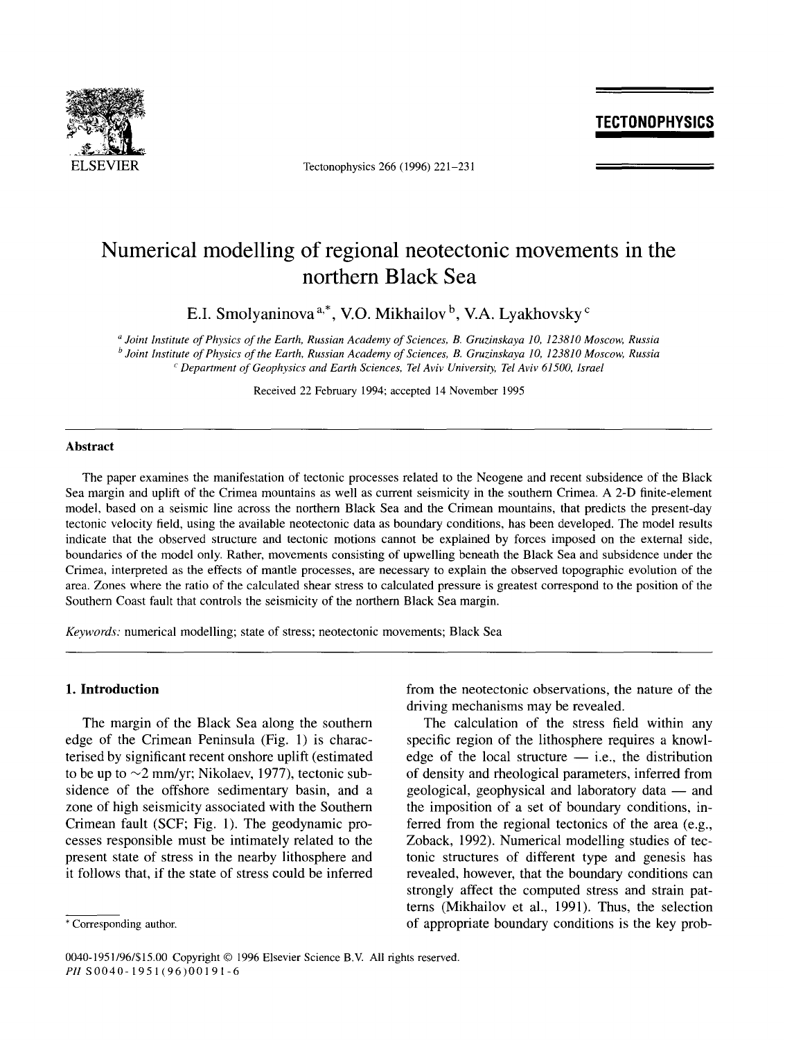# Numerical modelling of regional neotectonic movements in the northern Black Sea

E.I. Smolyaninova [a,*], V.O. Mikhailov [b], V.A. Lyakhovsky [c]

[a] *Joint Institute of Physics of the Earth, Russian Academy of Sciences, B. Gruzinskaya 10, 123810 Moscow, Russia*
[b] *Joint Institute of Physics of the Earth, Russian Academy of Sciences, B. Gruzinskaya 10, 123810 Moscow, Russia*
[c] *Department of Geophysics and Earth Sciences, Tel Aviv University, Tel Aviv 61500, Israel*

Received 22 February 1994; accepted 14 November 1995

## Abstract

The paper examines the manifestation of tectonic processes related to the Neogene and recent subsidence of the Black Sea margin and uplift of the Crimea mountains as well as current seismicity in the southern Crimea. A 2-D finite-element model, based on a seismic line across the northern Black Sea and the Crimean mountains, that predicts the present-day tectonic velocity field, using the available neotectonic data as boundary conditions, has been developed. The model results indicate that the observed structure and tectonic motions cannot be explained by forces imposed on the external side, boundaries of the model only. Rather, movements consisting of upwelling beneath the Black Sea and subsidence under the Crimea, interpreted as the effects of mantle processes, are necessary to explain the observed topographic evolution of the area. Zones where the ratio of the calculated shear stress to calculated pressure is greatest correspond to the position of the Southern Coast fault that controls the seismicity of the northern Black Sea margin.

*Keywords:* numerical modelling; state of stress; neotectonic movements; Black Sea

## 1. Introduction

The margin of the Black Sea along the southern edge of the Crimean Peninsula (Fig. 1) is characterised by significant recent onshore uplift (estimated to be up to ~2 mm/yr; Nikolaev, 1977), tectonic subsidence of the offshore sedimentary basin, and a zone of high seismicity associated with the Southern Crimean fault (SCF; Fig. 1). The geodynamic processes responsible must be intimately related to the present state of stress in the nearby lithosphere and it follows that, if the state of stress could be inferred from the neotectonic observations, the nature of the driving mechanisms may be revealed.

The calculation of the stress field within any specific region of the lithosphere requires a knowledge of the local structure — i.e., the distribution of density and rheological parameters, inferred from geological, geophysical and laboratory data — and the imposition of a set of boundary conditions, inferred from the regional tectonics of the area (e.g., Zoback, 1992). Numerical modelling studies of tectonic structures of different type and genesis has revealed, however, that the boundary conditions can strongly affect the computed stress and strain patterns (Mikhailov et al., 1991). Thus, the selection of appropriate boundary conditions is the key prob-

---

* Corresponding author.

0040-1951/96/$15.00 Copyright © 1996 Elsevier Science B.V. All rights reserved.
*PII* S0040-1951(96)00191-6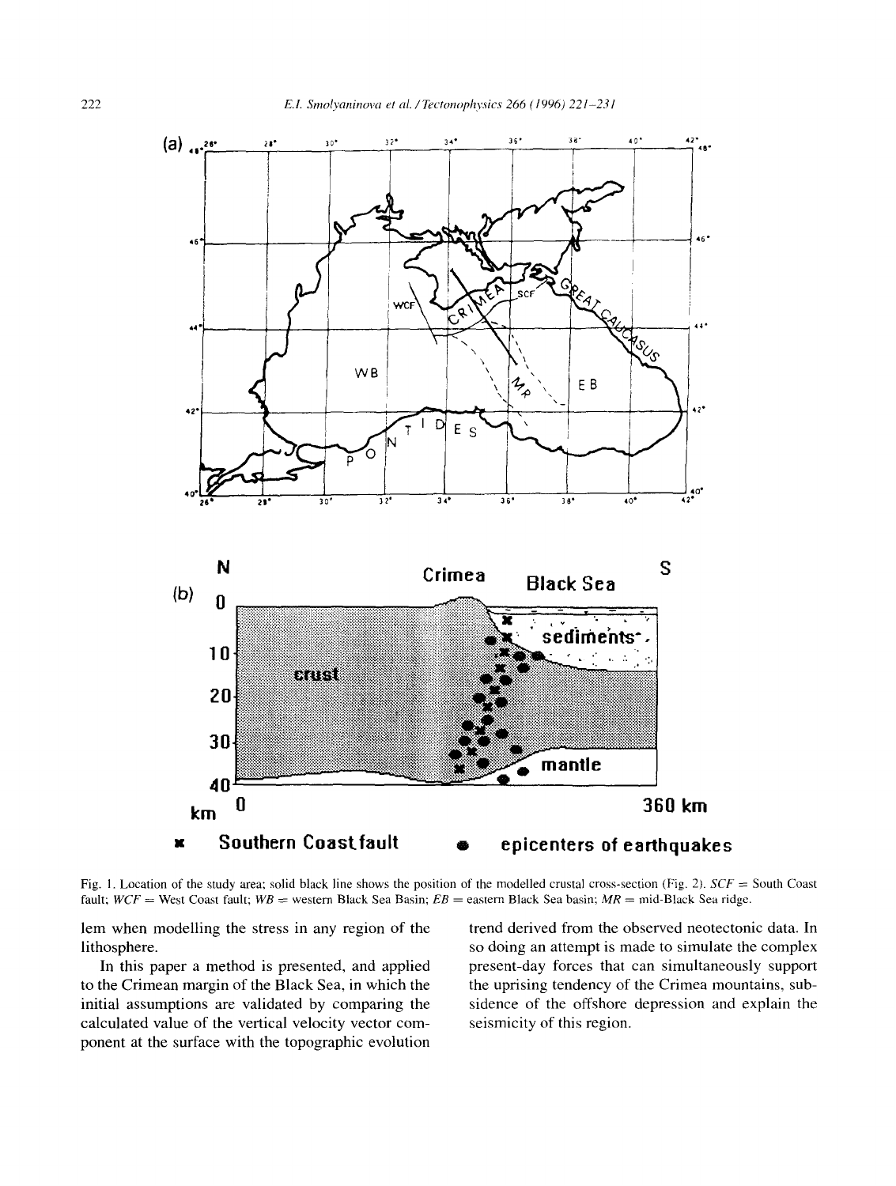Fig. 1. Location of the study area; solid black line shows the position of the modelled crustal cross-section (Fig. 2). *SCF* = South Coast fault; *WCF* = West Coast fault; *WB* = western Black Sea Basin; *EB* = eastern Black Sea basin; *MR* = mid-Black Sea ridge.

lem when modelling the stress in any region of the lithosphere.

In this paper a method is presented, and applied to the Crimean margin of the Black Sea, in which the initial assumptions are validated by comparing the calculated value of the vertical velocity vector component at the surface with the topographic evolution trend derived from the observed neotectonic data. In so doing an attempt is made to simulate the complex present-day forces that can simultaneously support the uprising tendency of the Crimea mountains, subsidence of the offshore depression and explain the seismicity of this region.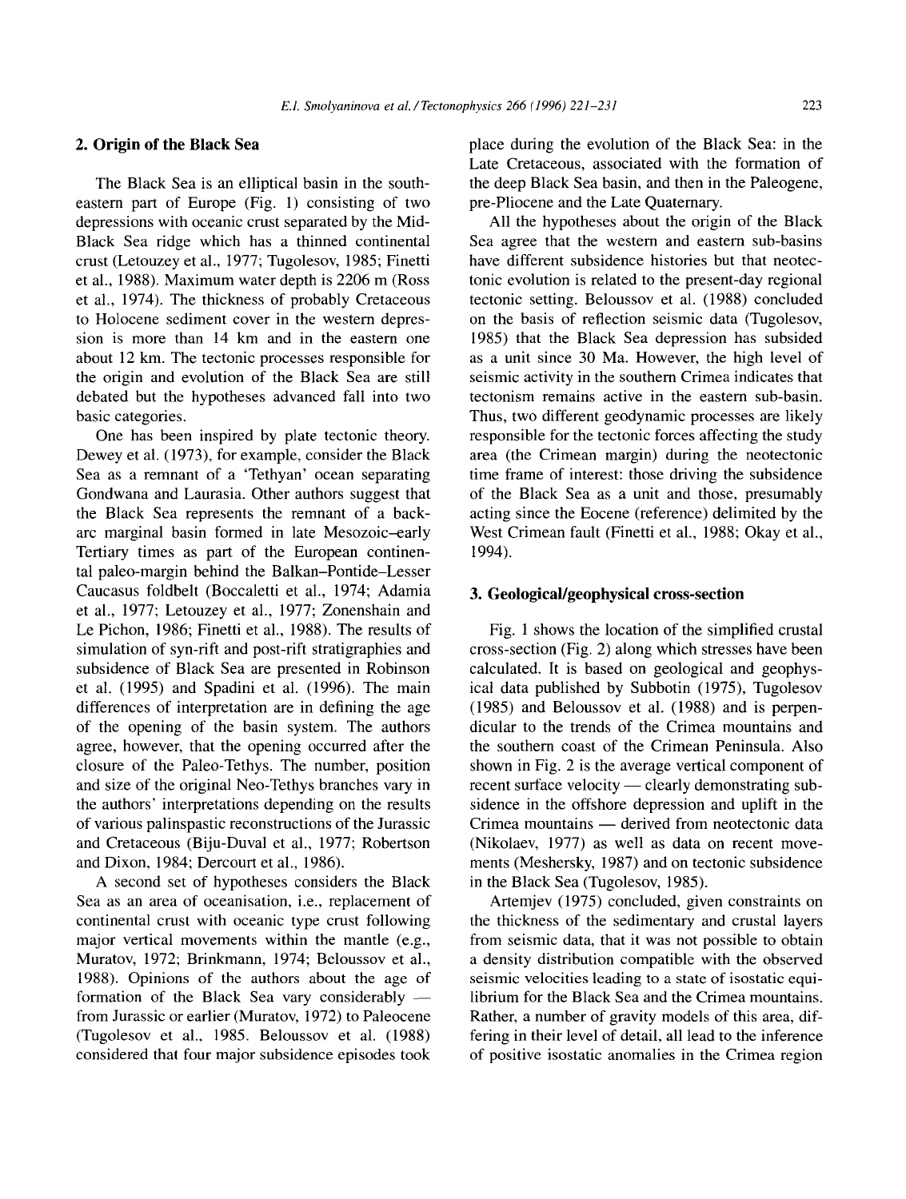## 2. Origin of the Black Sea

The Black Sea is an elliptical basin in the southeastern part of Europe (Fig. 1) consisting of two depressions with oceanic crust separated by the Mid-Black Sea ridge which has a thinned continental crust (Letouzey et al., 1977; Tugolesov, 1985; Finetti et al., 1988). Maximum water depth is 2206 m (Ross et al., 1974). The thickness of probably Cretaceous to Holocene sediment cover in the western depression is more than 14 km and in the eastern one about 12 km. The tectonic processes responsible for the origin and evolution of the Black Sea are still debated but the hypotheses advanced fall into two basic categories.

One has been inspired by plate tectonic theory. Dewey et al. (1973), for example, consider the Black Sea as a remnant of a 'Tethyan' ocean separating Gondwana and Laurasia. Other authors suggest that the Black Sea represents the remnant of a back-arc marginal basin formed in late Mesozoic–early Tertiary times as part of the European continental paleo-margin behind the Balkan–Pontide–Lesser Caucasus foldbelt (Boccaletti et al., 1974; Adamia et al., 1977; Letouzey et al., 1977; Zonenshain and Le Pichon, 1986; Finetti et al., 1988). The results of simulation of syn-rift and post-rift stratigraphies and subsidence of Black Sea are presented in Robinson et al. (1995) and Spadini et al. (1996). The main differences of interpretation are in defining the age of the opening of the basin system. The authors agree, however, that the opening occurred after the closure of the Paleo-Tethys. The number, position and size of the original Neo-Tethys branches vary in the authors' interpretations depending on the results of various palinspastic reconstructions of the Jurassic and Cretaceous (Biju-Duval et al., 1977; Robertson and Dixon, 1984; Dercourt et al., 1986).

A second set of hypotheses considers the Black Sea as an area of oceanisation, i.e., replacement of continental crust with oceanic type crust following major vertical movements within the mantle (e.g., Muratov, 1972; Brinkmann, 1974; Beloussov et al., 1988). Opinions of the authors about the age of formation of the Black Sea vary considerably — from Jurassic or earlier (Muratov, 1972) to Paleocene (Tugolesov et al., 1985. Beloussov et al. (1988) considered that four major subsidence episodes took place during the evolution of the Black Sea: in the Late Cretaceous, associated with the formation of the deep Black Sea basin, and then in the Paleogene, pre-Pliocene and the Late Quaternary.

All the hypotheses about the origin of the Black Sea agree that the western and eastern sub-basins have different subsidence histories but that neotectonic evolution is related to the present-day regional tectonic setting. Beloussov et al. (1988) concluded on the basis of reflection seismic data (Tugolesov, 1985) that the Black Sea depression has subsided as a unit since 30 Ma. However, the high level of seismic activity in the southern Crimea indicates that tectonism remains active in the eastern sub-basin. Thus, two different geodynamic processes are likely responsible for the tectonic forces affecting the study area (the Crimean margin) during the neotectonic time frame of interest: those driving the subsidence of the Black Sea as a unit and those, presumably acting since the Eocene (reference) delimited by the West Crimean fault (Finetti et al., 1988; Okay et al., 1994).

## 3. Geological/geophysical cross-section

Fig. 1 shows the location of the simplified crustal cross-section (Fig. 2) along which stresses have been calculated. It is based on geological and geophysical data published by Subbotin (1975), Tugolesov (1985) and Beloussov et al. (1988) and is perpendicular to the trends of the Crimea mountains and the southern coast of the Crimean Peninsula. Also shown in Fig. 2 is the average vertical component of recent surface velocity — clearly demonstrating subsidence in the offshore depression and uplift in the Crimea mountains — derived from neotectonic data (Nikolaev, 1977) as well as data on recent movements (Meshersky, 1987) and on tectonic subsidence in the Black Sea (Tugolesov, 1985).

Artemjev (1975) concluded, given constraints on the thickness of the sedimentary and crustal layers from seismic data, that it was not possible to obtain a density distribution compatible with the observed seismic velocities leading to a state of isostatic equilibrium for the Black Sea and the Crimea mountains. Rather, a number of gravity models of this area, differing in their level of detail, all lead to the inference of positive isostatic anomalies in the Crimea region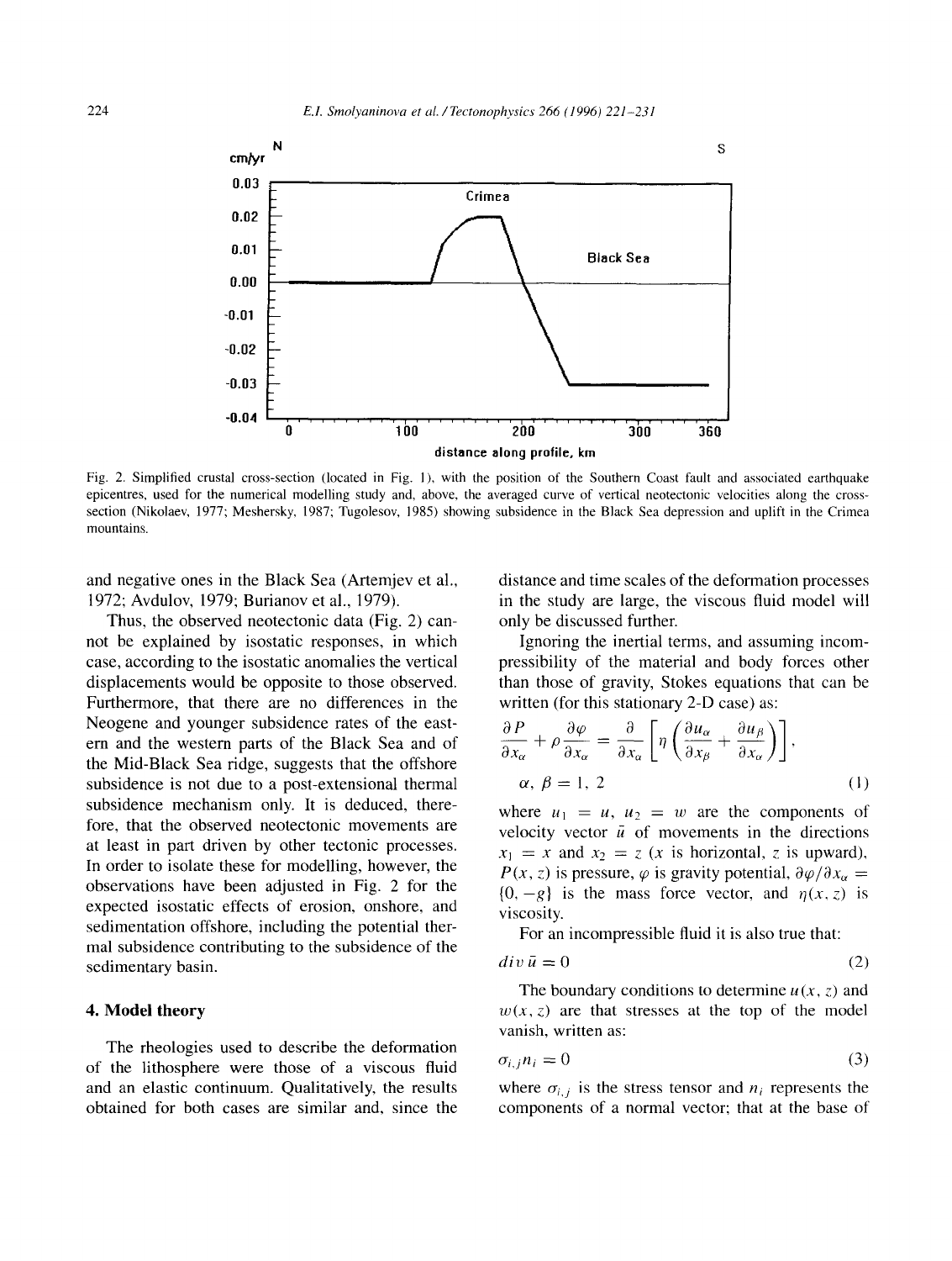Fig. 2. Simplified crustal cross-section (located in Fig. 1), with the position of the Southern Coast fault and associated earthquake epicentres, used for the numerical modelling study and, above, the averaged curve of vertical neotectonic velocities along the cross-section (Nikolaev, 1977; Meshersky, 1987; Tugolesov, 1985) showing subsidence in the Black Sea depression and uplift in the Crimea mountains.

and negative ones in the Black Sea (Artemjev et al., 1972; Avdulov, 1979; Burianov et al., 1979).

Thus, the observed neotectonic data (Fig. 2) cannot be explained by isostatic responses, in which case, according to the isostatic anomalies the vertical displacements would be opposite to those observed. Furthermore, that there are no differences in the Neogene and younger subsidence rates of the eastern and the western parts of the Black Sea and of the Mid-Black Sea ridge, suggests that the offshore subsidence is not due to a post-extensional thermal subsidence mechanism only. It is deduced, therefore, that the observed neotectonic movements are at least in part driven by other tectonic processes. In order to isolate these for modelling, however, the observations have been adjusted in Fig. 2 for the expected isostatic effects of erosion, onshore, and sedimentation offshore, including the potential thermal subsidence contributing to the subsidence of the sedimentary basin.

## 4. Model theory

The rheologies used to describe the deformation of the lithosphere were those of a viscous fluid and an elastic continuum. Qualitatively, the results obtained for both cases are similar and, since the distance and time scales of the deformation processes in the study are large, the viscous fluid model will only be discussed further.

Ignoring the inertial terms, and assuming incompressibility of the material and body forces other than those of gravity, Stokes equations that can be written (for this stationary 2-D case) as:

$$\frac{\partial P}{\partial x_\alpha} + \rho \frac{\partial \varphi}{\partial x_\alpha} = \frac{\partial}{\partial x_\alpha}\left[\eta\left(\frac{\partial u_\alpha}{\partial x_\beta} + \frac{\partial u_\beta}{\partial x_\alpha}\right)\right],$$

$$\alpha, \beta = 1, 2 \tag{1}$$

where $u_1 = u$, $u_2 = w$ are the components of velocity vector $\bar{u}$ of movements in the directions $x_1 = x$ and $x_2 = z$ ($x$ is horizontal, $z$ is upward), $P(x, z)$ is pressure, $\varphi$ is gravity potential, $\partial\varphi/\partial x_\alpha = \{0, -g\}$ is the mass force vector, and $\eta(x, z)$ is viscosity.

For an incompressible fluid it is also true that:

$$div\, \bar{u} = 0 \tag{2}$$

The boundary conditions to determine $u(x, z)$ and $w(x, z)$ are that stresses at the top of the model vanish, written as:

$$\sigma_{i,j} n_i = 0 \tag{3}$$

where $\sigma_{i,j}$ is the stress tensor and $n_i$ represents the components of a normal vector; that at the base of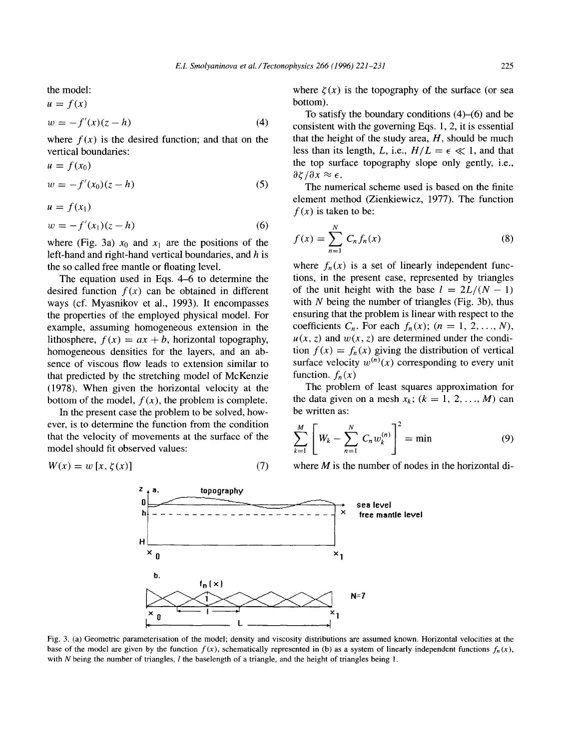the model:

$$u = f(x)$$

$$w = -f'(x)(z-h) \tag{4}$$

where $f(x)$ is the desired function; and that on the vertical boundaries:

$$u = f(x_0)$$

$$w = -f'(x_0)(z-h) \tag{5}$$

$$u = f(x_1)$$

$$w = -f'(x_1)(z-h) \tag{6}$$

where (Fig. 3a) $x_0$ and $x_1$ are the positions of the left-hand and right-hand vertical boundaries, and $h$ is the so called free mantle or floating level.

The equation used in Eqs. 4–6 to determine the desired function $f(x)$ can be obtained in different ways (cf. Myasnikov et al., 1993). It encompasses the properties of the employed physical model. For example, assuming homogeneous extension in the lithosphere, $f(x) = ax + b$, horizontal topography, homogeneous densities for the layers, and an absence of viscous flow leads to extension similar to that predicted by the stretching model of McKenzie (1978). When given the horizontal velocity at the bottom of the model, $f(x)$, the problem is complete.

In the present case the problem to be solved, however, is to determine the function from the condition that the velocity of movements at the surface of the model should fit observed values:

$$W(x) = w[x, \zeta(x)] \tag{7}$$

where $\zeta(x)$ is the topography of the surface (or sea bottom).

To satisfy the boundary conditions (4)–(6) and be consistent with the governing Eqs. 1, 2, it is essential that the height of the study area, $H$, should be much less than its length, $L$, i.e., $H/L = \epsilon \ll 1$, and that the top surface topography slope only gently, i.e., $\partial\zeta/\partial x \approx \epsilon$.

The numerical scheme used is based on the finite element method (Zienkiewicz, 1977). The function $f(x)$ is taken to be:

$$f(x) = \sum_{n=1}^{N} C_n f_n(x) \tag{8}$$

where $f_n(x)$ is a set of linearly independent functions, in the present case, represented by triangles of the unit height with the base $l = 2L/(N-1)$ with $N$ being the number of triangles (Fig. 3b), thus ensuring that the problem is linear with respect to the coefficients $C_n$. For each $f_n(x)$; $(n = 1, 2, \ldots, N)$, $u(x, z)$ and $w(x, z)$ are determined under the condition $f(x) = f_n(x)$ giving the distribution of vertical surface velocity $w^{(n)}(x)$ corresponding to every unit function. $f_n(x)$

The problem of least squares approximation for the data given on a mesh $x_k$; $(k = 1, 2, \ldots, M)$ can be written as:

$$\sum_{k=1}^{M} \left[ W_k - \sum_{n=1}^{N} C_n w_k^{(n)} \right]^2 = \min \tag{9}$$

where $M$ is the number of nodes in the horizontal di-

Fig. 3. (a) Geometric parameterisation of the model; density and viscosity distributions are assumed known. Horizontal velocities at the base of the model are given by the function $f(x)$, schematically represented in (b) as a system of linearly independent functions $f_n(x)$, with $N$ being the number of triangles, $l$ the baselength of a triangle, and the height of triangles being 1.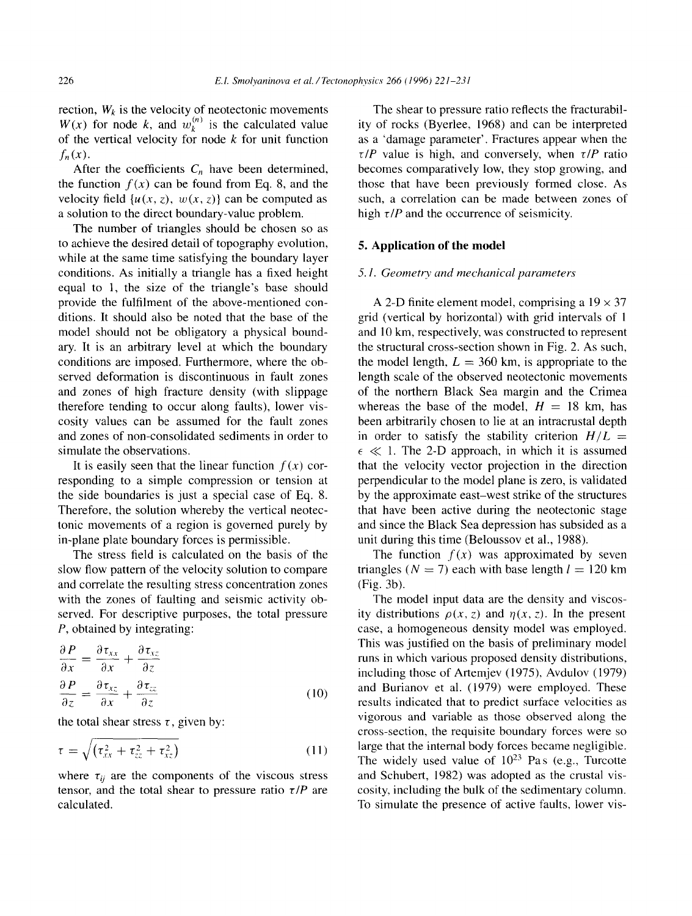rection, $W_k$ is the velocity of neotectonic movements $W(x)$ for node $k$, and $w_k^{(n)}$ is the calculated value of the vertical velocity for node $k$ for unit function $f_n(x)$.

After the coefficients $C_n$ have been determined, the function $f(x)$ can be found from Eq. 8, and the velocity field $\{u(x, z), w(x, z)\}$ can be computed as a solution to the direct boundary-value problem.

The number of triangles should be chosen so as to achieve the desired detail of topography evolution, while at the same time satisfying the boundary layer conditions. As initially a triangle has a fixed height equal to 1, the size of the triangle's base should provide the fulfilment of the above-mentioned conditions. It should also be noted that the base of the model should not be obligatory a physical boundary. It is an arbitrary level at which the boundary conditions are imposed. Furthermore, where the observed deformation is discontinuous in fault zones and zones of high fracture density (with slippage therefore tending to occur along faults), lower viscosity values can be assumed for the fault zones and zones of non-consolidated sediments in order to simulate the observations.

It is easily seen that the linear function $f(x)$ corresponding to a simple compression or tension at the side boundaries is just a special case of Eq. 8. Therefore, the solution whereby the vertical neotectonic movements of a region is governed purely by in-plane plate boundary forces is permissible.

The stress field is calculated on the basis of the slow flow pattern of the velocity solution to compare and correlate the resulting stress concentration zones with the zones of faulting and seismic activity observed. For descriptive purposes, the total pressure $P$, obtained by integrating:

$$\frac{\partial P}{\partial x} = \frac{\partial \tau_{xx}}{\partial x} + \frac{\partial \tau_{xz}}{\partial z}$$
$$\frac{\partial P}{\partial z} = \frac{\partial \tau_{xz}}{\partial x} + \frac{\partial \tau_{zz}}{\partial z} \tag{10}$$

the total shear stress $\tau$, given by:

$$\tau = \sqrt{\left(\tau_{xx}^2 + \tau_{zz}^2 + \tau_{xz}^2\right)} \tag{11}$$

where $\tau_{ij}$ are the components of the viscous stress tensor, and the total shear to pressure ratio $\tau/P$ are calculated.

The shear to pressure ratio reflects the fracturability of rocks (Byerlee, 1968) and can be interpreted as a 'damage parameter'. Fractures appear when the $\tau/P$ value is high, and conversely, when $\tau/P$ ratio becomes comparatively low, they stop growing, and those that have been previously formed close. As such, a correlation can be made between zones of high $\tau/P$ and the occurrence of seismicity.

## 5. Application of the model

### *5.1. Geometry and mechanical parameters*

A 2-D finite element model, comprising a $19 \times 37$ grid (vertical by horizontal) with grid intervals of 1 and 10 km, respectively, was constructed to represent the structural cross-section shown in Fig. 2. As such, the model length, $L = 360$ km, is appropriate to the length scale of the observed neotectonic movements of the northern Black Sea margin and the Crimea whereas the base of the model, $H = 18$ km, has been arbitrarily chosen to lie at an intracrustal depth in order to satisfy the stability criterion $H/L = \epsilon \ll 1$. The 2-D approach, in which it is assumed that the velocity vector projection in the direction perpendicular to the model plane is zero, is validated by the approximate east–west strike of the structures that have been active during the neotectonic stage and since the Black Sea depression has subsided as a unit during this time (Beloussov et al., 1988).

The function $f(x)$ was approximated by seven triangles ($N = 7$) each with base length $l = 120$ km (Fig. 3b).

The model input data are the density and viscosity distributions $\rho(x, z)$ and $\eta(x, z)$. In the present case, a homogeneous density model was employed. This was justified on the basis of preliminary model runs in which various proposed density distributions, including those of Artemjev (1975), Avdulov (1979) and Burianov et al. (1979) were employed. These results indicated that to predict surface velocities as vigorous and variable as those observed along the cross-section, the requisite boundary forces were so large that the internal body forces became negligible. The widely used value of $10^{23}$ Pa s (e.g., Turcotte and Schubert, 1982) was adopted as the crustal viscosity, including the bulk of the sedimentary column. To simulate the presence of active faults, lower vis-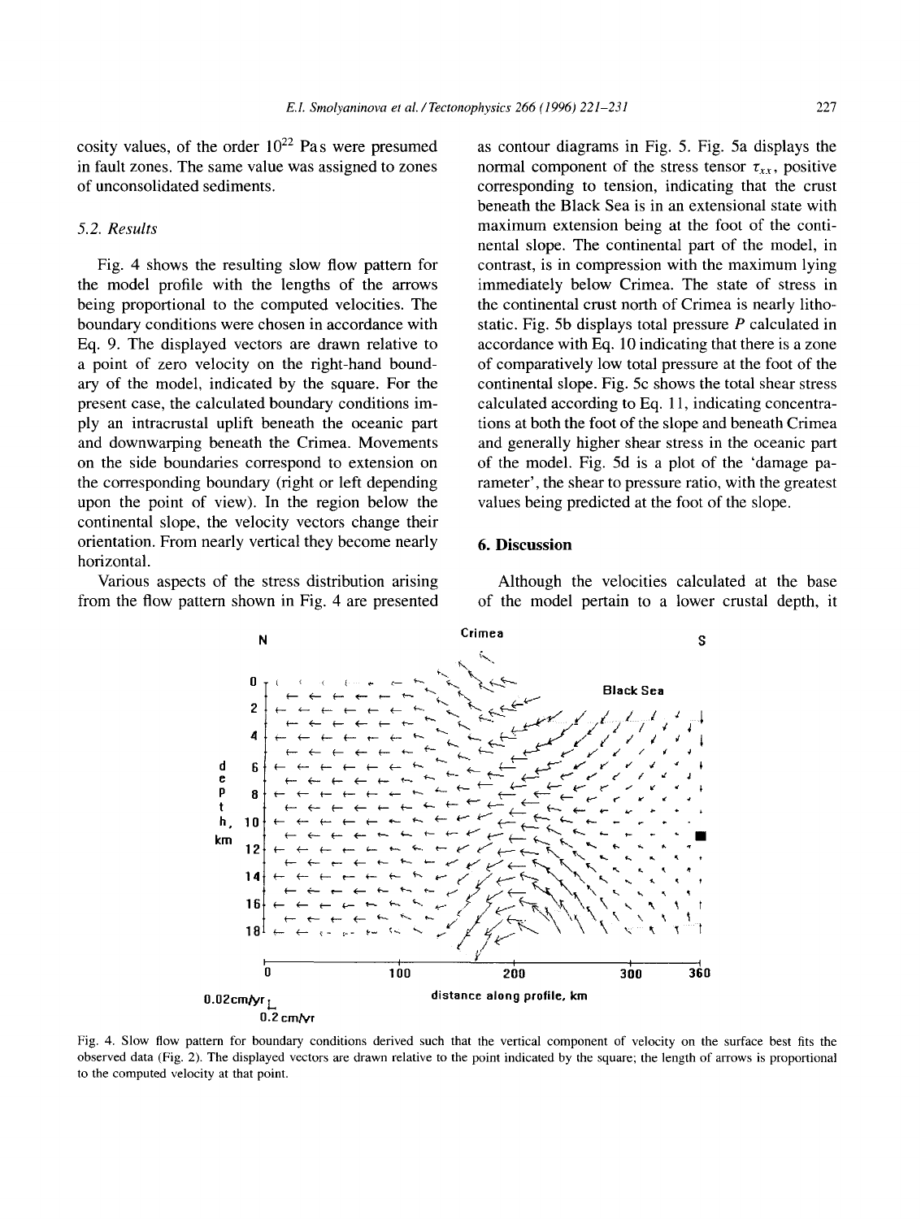cosity values, of the order $10^{22}$ Pa s were presumed in fault zones. The same value was assigned to zones of unconsolidated sediments.

### 5.2. Results

Fig. 4 shows the resulting slow flow pattern for the model profile with the lengths of the arrows being proportional to the computed velocities. The boundary conditions were chosen in accordance with Eq. 9. The displayed vectors are drawn relative to a point of zero velocity on the right-hand boundary of the model, indicated by the square. For the present case, the calculated boundary conditions imply an intracrustal uplift beneath the oceanic part and downwarping beneath the Crimea. Movements on the side boundaries correspond to extension on the corresponding boundary (right or left depending upon the point of view). In the region below the continental slope, the velocity vectors change their orientation. From nearly vertical they become nearly horizontal.

Various aspects of the stress distribution arising from the flow pattern shown in Fig. 4 are presented as contour diagrams in Fig. 5. Fig. 5a displays the normal component of the stress tensor $\tau_{xx}$, positive corresponding to tension, indicating that the crust beneath the Black Sea is in an extensional state with maximum extension being at the foot of the continental slope. The continental part of the model, in contrast, is in compression with the maximum lying immediately below Crimea. The state of stress in the continental crust north of Crimea is nearly lithostatic. Fig. 5b displays total pressure $P$ calculated in accordance with Eq. 10 indicating that there is a zone of comparatively low total pressure at the foot of the continental slope. Fig. 5c shows the total shear stress calculated according to Eq. 11, indicating concentrations at both the foot of the slope and beneath Crimea and generally higher shear stress in the oceanic part of the model. Fig. 5d is a plot of the 'damage parameter', the shear to pressure ratio, with the greatest values being predicted at the foot of the slope.

## 6. Discussion

Although the velocities calculated at the base of the model pertain to a lower crustal depth, it

Fig. 4. Slow flow pattern for boundary conditions derived such that the vertical component of velocity on the surface best fits the observed data (Fig. 2). The displayed vectors are drawn relative to the point indicated by the square; the length of arrows is proportional to the computed velocity at that point.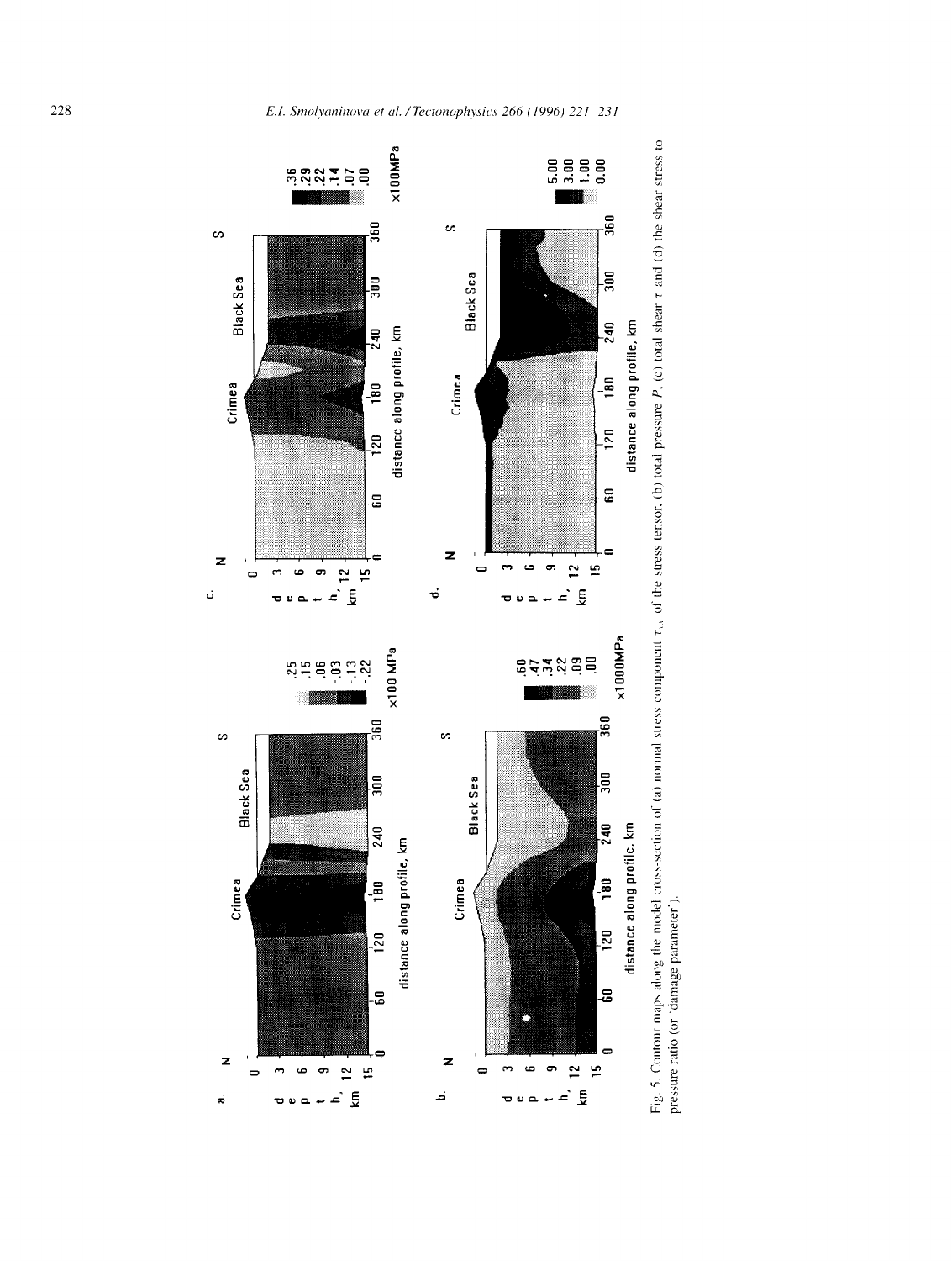Fig. 5. Contour maps along the model cross-section of (a) normal stress component $\tau_{xx}$ of the stress tensor, (b) total pressure $P$, (c) total shear $\tau$ and (d) the shear stress to pressure ratio (or 'damage parameter').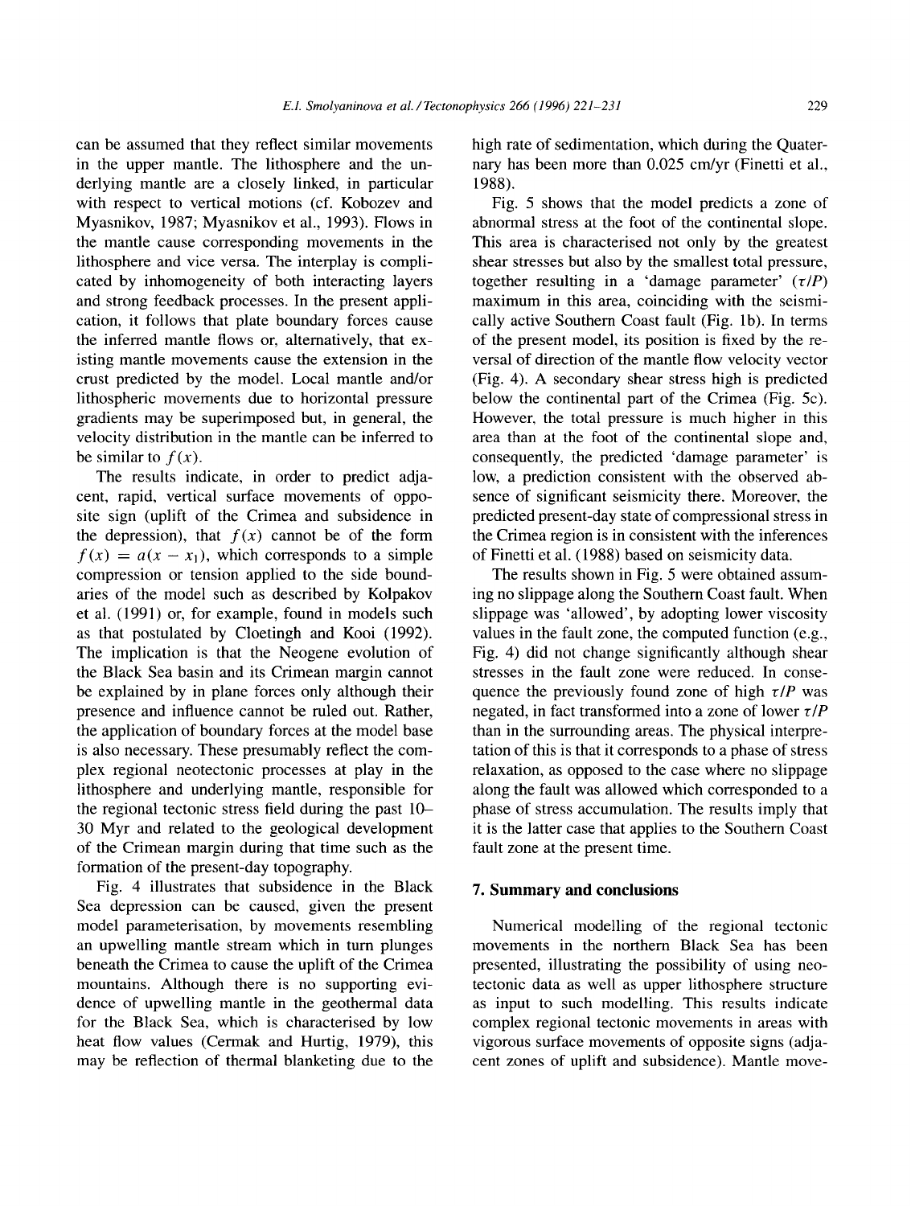can be assumed that they reflect similar movements in the upper mantle. The lithosphere and the underlying mantle are a closely linked, in particular with respect to vertical motions (cf. Kobozev and Myasnikov, 1987; Myasnikov et al., 1993). Flows in the mantle cause corresponding movements in the lithosphere and vice versa. The interplay is complicated by inhomogeneity of both interacting layers and strong feedback processes. In the present application, it follows that plate boundary forces cause the inferred mantle flows or, alternatively, that existing mantle movements cause the extension in the crust predicted by the model. Local mantle and/or lithospheric movements due to horizontal pressure gradients may be superimposed but, in general, the velocity distribution in the mantle can be inferred to be similar to $f(x)$.

The results indicate, in order to predict adjacent, rapid, vertical surface movements of opposite sign (uplift of the Crimea and subsidence in the depression), that $f(x)$ cannot be of the form $f(x) = a(x - x_1)$, which corresponds to a simple compression or tension applied to the side boundaries of the model such as described by Kolpakov et al. (1991) or, for example, found in models such as that postulated by Cloetingh and Kooi (1992). The implication is that the Neogene evolution of the Black Sea basin and its Crimean margin cannot be explained by in plane forces only although their presence and influence cannot be ruled out. Rather, the application of boundary forces at the model base is also necessary. These presumably reflect the complex regional neotectonic processes at play in the lithosphere and underlying mantle, responsible for the regional tectonic stress field during the past 10–30 Myr and related to the geological development of the Crimean margin during that time such as the formation of the present-day topography.

Fig. 4 illustrates that subsidence in the Black Sea depression can be caused, given the present model parameterisation, by movements resembling an upwelling mantle stream which in turn plunges beneath the Crimea to cause the uplift of the Crimea mountains. Although there is no supporting evidence of upwelling mantle in the geothermal data for the Black Sea, which is characterised by low heat flow values (Cermak and Hurtig, 1979), this may be reflection of thermal blanketing due to the high rate of sedimentation, which during the Quaternary has been more than 0.025 cm/yr (Finetti et al., 1988).

Fig. 5 shows that the model predicts a zone of abnormal stress at the foot of the continental slope. This area is characterised not only by the greatest shear stresses but also by the smallest total pressure, together resulting in a 'damage parameter' ($\tau/P$) maximum in this area, coinciding with the seismically active Southern Coast fault (Fig. 1b). In terms of the present model, its position is fixed by the reversal of direction of the mantle flow velocity vector (Fig. 4). A secondary shear stress high is predicted below the continental part of the Crimea (Fig. 5c). However, the total pressure is much higher in this area than at the foot of the continental slope and, consequently, the predicted 'damage parameter' is low, a prediction consistent with the observed absence of significant seismicity there. Moreover, the predicted present-day state of compressional stress in the Crimea region is in consistent with the inferences of Finetti et al. (1988) based on seismicity data.

The results shown in Fig. 5 were obtained assuming no slippage along the Southern Coast fault. When slippage was 'allowed', by adopting lower viscosity values in the fault zone, the computed function (e.g., Fig. 4) did not change significantly although shear stresses in the fault zone were reduced. In consequence the previously found zone of high $\tau/P$ was negated, in fact transformed into a zone of lower $\tau/P$ than in the surrounding areas. The physical interpretation of this is that it corresponds to a phase of stress relaxation, as opposed to the case where no slippage along the fault was allowed which corresponded to a phase of stress accumulation. The results imply that it is the latter case that applies to the Southern Coast fault zone at the present time.

## 7. Summary and conclusions

Numerical modelling of the regional tectonic movements in the northern Black Sea has been presented, illustrating the possibility of using neotectonic data as well as upper lithosphere structure as input to such modelling. This results indicate complex regional tectonic movements in areas with vigorous surface movements of opposite signs (adjacent zones of uplift and subsidence). Mantle move-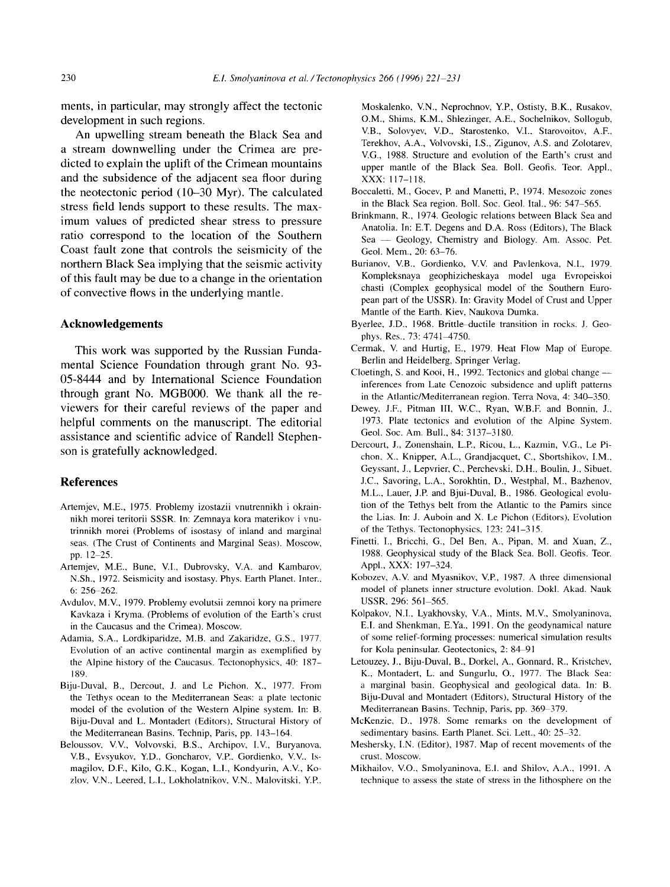ments, in particular, may strongly affect the tectonic development in such regions.

An upwelling stream beneath the Black Sea and a stream downwelling under the Crimea are predicted to explain the uplift of the Crimean mountains and the subsidence of the adjacent sea floor during the neotectonic period (10–30 Myr). The calculated stress field lends support to these results. The maximum values of predicted shear stress to pressure ratio correspond to the location of the Southern Coast fault zone that controls the seismicity of the northern Black Sea implying that the seismic activity of this fault may be due to a change in the orientation of convective flows in the underlying mantle.

## Acknowledgements

This work was supported by the Russian Fundamental Science Foundation through grant No. 93-05-8444 and by International Science Foundation through grant No. MGB000. We thank all the reviewers for their careful reviews of the paper and helpful comments on the manuscript. The editorial assistance and scientific advice of Randell Stephenson is gratefully acknowledged.

## References

Artemjev, M.E., 1975. Problemy izostazii vnutrennikh i okrainnikh morei teritorii SSSR. In: Zemnaya kora materikov i vnutrinnikh morei (Problems of isostasy of inland and marginal seas. (The Crust of Continents and Marginal Seas). Moscow, pp. 12–25.

Artemjev, M.E., Bune, V.I., Dubrovsky, V.A. and Kambarov, N.Sh., 1972. Seismicity and isostasy. Phys. Earth Planet. Inter., 6: 256–262.

Avdulov, M.V., 1979. Problemy evolutsii zemnoi kory na primere Kavkaza i Kryma. (Problems of evolution of the Earth's crust in the Caucasus and the Crimea). Moscow.

Adamia, S.A., Lordkiparidze, M.B. and Zakaridze, G.S., 1977. Evolution of an active continental margin as exemplified by the Alpine history of the Caucasus. Tectonophysics, 40: 187–189.

Biju-Duval, B., Dercout, J. and Le Pichon, X., 1977. From the Tethys ocean to the Mediterranean Seas: a plate tectonic model of the evolution of the Western Alpine system. In: B. Biju-Duval and L. Montadert (Editors), Structural History of the Mediterranean Basins. Technip, Paris, pp. 143–164.

Beloussov, V.V., Volvovski, B.S., Archipov, I.V., Buryanova, V.B., Evsyukov, Y.D., Goncharov, V.P., Gordienko, V.V., Ismagilov, D.F., Kilo, G.K., Kogan, L.I., Kondyurin, A.V., Kozlov, V.N., Leered, L.I., Lokholatnikov, V.N., Malovitski, Y.P., Moskalenko, V.N., Neprochnov, Y.P., Ostisty, B.K., Rusakov, O.M., Shims, K.M., Shlezinger, A.E., Sochelnikov, Sollogub, V.B., Solovyev, V.D., Starostenko, V.I., Starovoitov, A.F., Terekhov, A.A., Volvovsky, I.S., Zigunov, A.S. and Zolotarev, V.G., 1988. Structure and evolution of the Earth's crust and upper mantle of the Black Sea. Boll. Geofis. Teor. Appl., XXX: 117–118.

Boccaletti, M., Gocev, P. and Manetti, P., 1974. Mesozoic zones in the Black Sea region. Boll. Soc. Geol. Ital., 96: 547–565.

Brinkmann, R., 1974. Geologic relations between Black Sea and Anatolia. In: E.T. Degens and D.A. Ross (Editors), The Black Sea — Geology, Chemistry and Biology. Am. Assoc. Pet. Geol. Mem., 20: 63–76.

Burianov, V.B., Gordienko, V.V. and Pavlenkova, N.I., 1979. Kompleksnaya geophizicheskaya model uga Evropeiskoi chasti (Complex geophysical model of the Southern European part of the USSR). In: Gravity Model of Crust and Upper Mantle of the Earth. Kiev, Naukova Dumka.

Byerlee, J.D., 1968. Brittle–ductile transition in rocks. J. Geophys. Res., 73: 4741–4750.

Cermak, V. and Hurtig, E., 1979. Heat Flow Map of Europe. Berlin and Heidelberg, Springer Verlag.

Cloetingh, S. and Kooi, H., 1992. Tectonics and global change — inferences from Late Cenozoic subsidence and uplift patterns in the Atlantic/Mediterranean region. Terra Nova, 4: 340–350.

Dewey, J.F., Pitman III, W.C., Ryan, W.B.F. and Bonnin, J., 1973. Plate tectonics and evolution of the Alpine System. Geol. Soc. Am. Bull., 84: 3137–3180.

Dercourt, J., Zonenshain, L.P., Ricou, L., Kazmin, V.G., Le Pichon, X., Knipper, A.L., Grandjacquet, C., Sbortshikov, I.M., Geyssant, J., Lepvrier, C., Perchevski, D.H., Boulin, J., Sibuet, J.C., Savoring, L.A., Sorokhtin, D., Westphal, M., Bazhenov, M.L., Lauer, J.P. and Bjui-Duval, B., 1986. Geological evolution of the Tethys belt from the Atlantic to the Pamirs since the Lias. In: J. Auboin and X. Le Pichon (Editors), Evolution of the Tethys. Tectonophysics, 123: 241–315.

Finetti, I., Bricchi, G., Del Ben, A., Pipan, M. and Xuan, Z., 1988. Geophysical study of the Black Sea. Boll. Geofis. Teor. Appl., XXX: 197–324.

Kobozev, A.V. and Myasnikov, V.P., 1987. A three dimensional model of planets inner structure evolution. Dokl. Akad. Nauk USSR, 296: 561–565.

Kolpakov, N.I., Lyakhovsky, V.A., Mints, M.V., Smolyaninova, E.I. and Shenkman, E.Ya., 1991. On the geodynamical nature of some relief-forming processes: numerical simulation results for Kola peninsular. Geotectonics, 2: 84–91

Letouzey, J., Biju-Duval, B., Dorkel, A., Gonnard, R., Kristchev, K., Montadert, L. and Sungurlu, O., 1977. The Black Sea: a marginal basin. Geophysical and geological data. In: B. Biju-Duval and Montadert (Editors), Structural History of the Mediterranean Basins. Technip, Paris, pp. 369–379.

McKenzie, D., 1978. Some remarks on the development of sedimentary basins. Earth Planet. Sci. Lett., 40: 25–32.

Meshersky, I.N. (Editor), 1987. Map of recent movements of the crust. Moscow.

Mikhailov, V.O., Smolyaninova, E.I. and Shilov, A.A., 1991. A technique to assess the state of stress in the lithosphere on the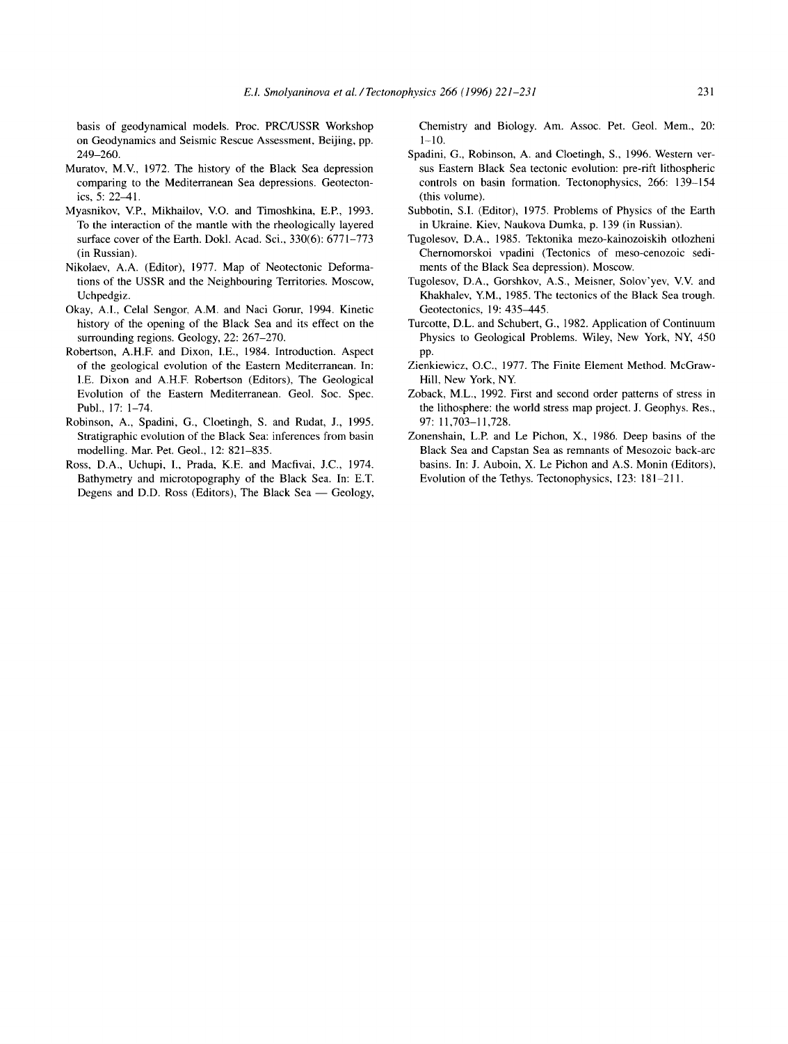basis of geodynamical models. Proc. PRC/USSR Workshop on Geodynamics and Seismic Rescue Assessment, Beijing, pp. 249–260.

Muratov, M.V., 1972. The history of the Black Sea depression comparing to the Mediterranean Sea depressions. Geotectonics, 5: 22–41.

Myasnikov, V.P., Mikhailov, V.O. and Timoshkina, E.P., 1993. To the interaction of the mantle with the rheologically layered surface cover of the Earth. Dokl. Acad. Sci., 330(6): 6771–773 (in Russian).

Nikolaev, A.A. (Editor), 1977. Map of Neotectonic Deformations of the USSR and the Neighbouring Territories. Moscow, Uchpedgiz.

Okay, A.I., Celal Sengor, A.M. and Naci Gorur, 1994. Kinetic history of the opening of the Black Sea and its effect on the surrounding regions. Geology, 22: 267–270.

Robertson, A.H.F. and Dixon, I.E., 1984. Introduction. Aspect of the geological evolution of the Eastern Mediterranean. In: I.E. Dixon and A.H.F. Robertson (Editors), The Geological Evolution of the Eastern Mediterranean. Geol. Soc. Spec. Publ., 17: 1–74.

Robinson, A., Spadini, G., Cloetingh, S. and Rudat, J., 1995. Stratigraphic evolution of the Black Sea: inferences from basin modelling. Mar. Pet. Geol., 12: 821–835.

Ross, D.A., Uchupi, I., Prada, K.E. and Macfivai, J.C., 1974. Bathymetry and microtopography of the Black Sea. In: E.T. Degens and D.D. Ross (Editors), The Black Sea — Geology, Chemistry and Biology. Am. Assoc. Pet. Geol. Mem., 20: 1–10.

Spadini, G., Robinson, A. and Cloetingh, S., 1996. Western versus Eastern Black Sea tectonic evolution: pre-rift lithospheric controls on basin formation. Tectonophysics, 266: 139–154 (this volume).

Subbotin, S.I. (Editor), 1975. Problems of Physics of the Earth in Ukraine. Kiev, Naukova Dumka, p. 139 (in Russian).

Tugolesov, D.A., 1985. Tektonika mezo-kainozoiskih otlozheni Chernomorskoi vpadini (Tectonics of meso-cenozoic sediments of the Black Sea depression). Moscow.

Tugolesov, D.A., Gorshkov, A.S., Meisner, Solov'yev, V.V. and Khakhalev, Y.M., 1985. The tectonics of the Black Sea trough. Geotectonics, 19: 435–445.

Turcotte, D.L. and Schubert, G., 1982. Application of Continuum Physics to Geological Problems. Wiley, New York, NY, 450 pp.

Zienkiewicz, O.C., 1977. The Finite Element Method. McGraw-Hill, New York, NY.

Zoback, M.L., 1992. First and second order patterns of stress in the lithosphere: the world stress map project. J. Geophys. Res., 97: 11,703–11,728.

Zonenshain, L.P. and Le Pichon, X., 1986. Deep basins of the Black Sea and Capstan Sea as remnants of Mesozoic back-arc basins. In: J. Auboin, X. Le Pichon and A.S. Monin (Editors), Evolution of the Tethys. Tectonophysics, 123: 181–211.